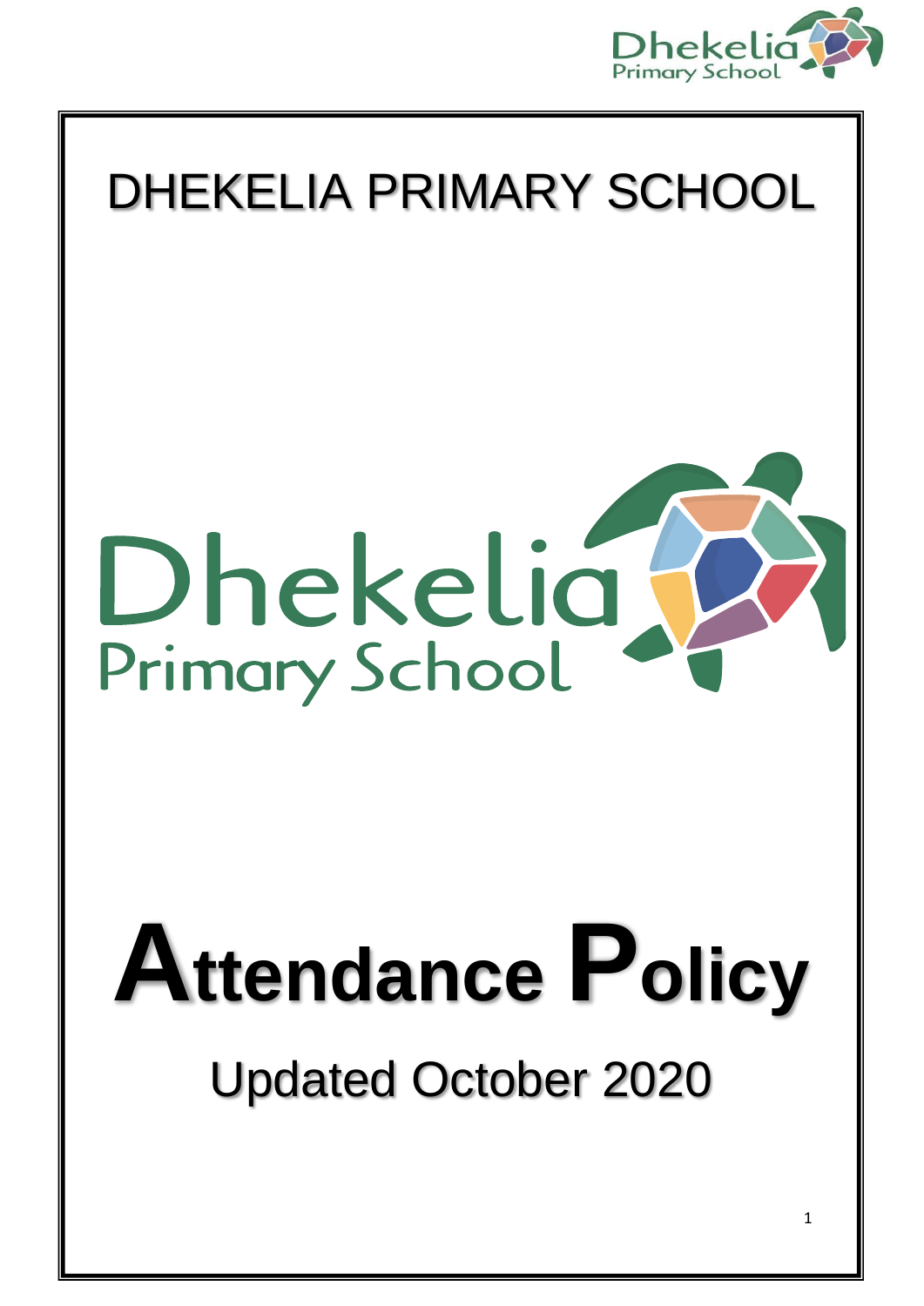# DHEKELIA PRIMARY SCHOOL

Dhekelia
Primary School

# Attendance Policy

## Updated October 2020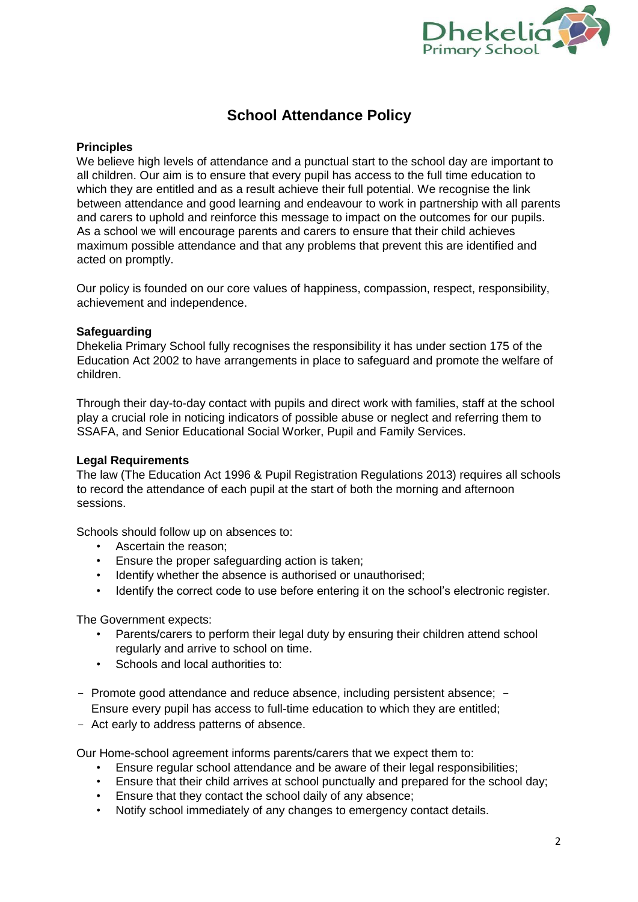# School Attendance Policy

**Principles**

We believe high levels of attendance and a punctual start to the school day are important to all children. Our aim is to ensure that every pupil has access to the full time education to which they are entitled and as a result achieve their full potential. We recognise the link between attendance and good learning and endeavour to work in partnership with all parents and carers to uphold and reinforce this message to impact on the outcomes for our pupils. As a school we will encourage parents and carers to ensure that their child achieves maximum possible attendance and that any problems that prevent this are identified and acted on promptly.

Our policy is founded on our core values of happiness, compassion, respect, responsibility, achievement and independence.

**Safeguarding**

Dhekelia Primary School fully recognises the responsibility it has under section 175 of the Education Act 2002 to have arrangements in place to safeguard and promote the welfare of children.

Through their day-to-day contact with pupils and direct work with families, staff at the school play a crucial role in noticing indicators of possible abuse or neglect and referring them to SSAFA, and Senior Educational Social Worker, Pupil and Family Services.

**Legal Requirements**

The law (The Education Act 1996 & Pupil Registration Regulations 2013) requires all schools to record the attendance of each pupil at the start of both the morning and afternoon sessions.

Schools should follow up on absences to:

- Ascertain the reason;
- Ensure the proper safeguarding action is taken;
- Identify whether the absence is authorised or unauthorised;
- Identify the correct code to use before entering it on the school's electronic register.

The Government expects:

- Parents/carers to perform their legal duty by ensuring their children attend school regularly and arrive to school on time.
- Schools and local authorities to:

- Promote good attendance and reduce absence, including persistent absence;
- Ensure every pupil has access to full-time education to which they are entitled;
- Act early to address patterns of absence.

Our Home-school agreement informs parents/carers that we expect them to:

- Ensure regular school attendance and be aware of their legal responsibilities;
- Ensure that their child arrives at school punctually and prepared for the school day;
- Ensure that they contact the school daily of any absence;
- Notify school immediately of any changes to emergency contact details.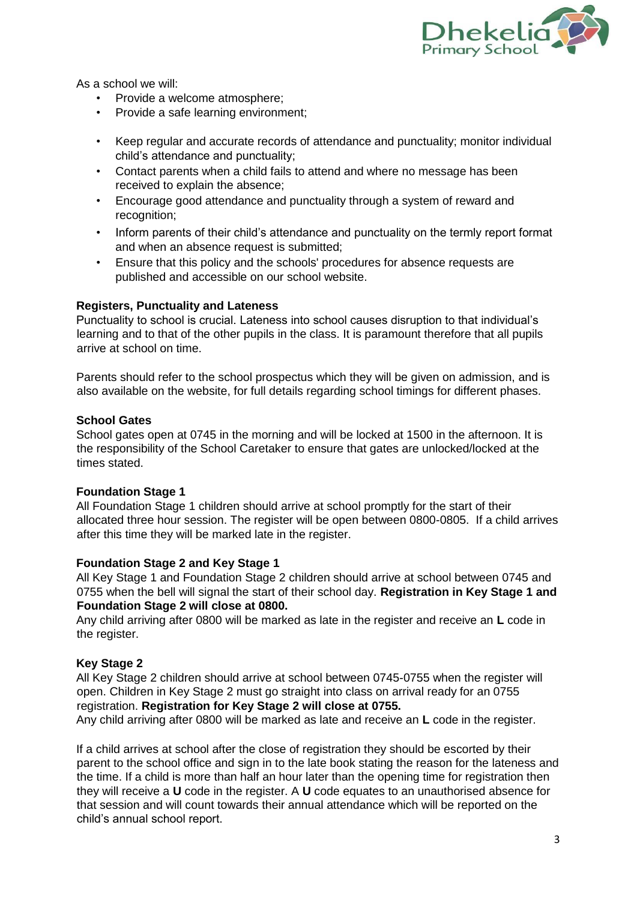As a school we will:

- Provide a welcome atmosphere;
- Provide a safe learning environment;
- Keep regular and accurate records of attendance and punctuality; monitor individual child's attendance and punctuality;
- Contact parents when a child fails to attend and where no message has been received to explain the absence;
- Encourage good attendance and punctuality through a system of reward and recognition;
- Inform parents of their child's attendance and punctuality on the termly report format and when an absence request is submitted;
- Ensure that this policy and the schools' procedures for absence requests are published and accessible on our school website.

**Registers, Punctuality and Lateness**

Punctuality to school is crucial. Lateness into school causes disruption to that individual's learning and to that of the other pupils in the class. It is paramount therefore that all pupils arrive at school on time.

Parents should refer to the school prospectus which they will be given on admission, and is also available on the website, for full details regarding school timings for different phases.

**School Gates**

School gates open at 0745 in the morning and will be locked at 1500 in the afternoon. It is the responsibility of the School Caretaker to ensure that gates are unlocked/locked at the times stated.

**Foundation Stage 1**

All Foundation Stage 1 children should arrive at school promptly for the start of their allocated three hour session. The register will be open between 0800-0805. If a child arrives after this time they will be marked late in the register.

**Foundation Stage 2 and Key Stage 1**

All Key Stage 1 and Foundation Stage 2 children should arrive at school between 0745 and 0755 when the bell will signal the start of their school day. **Registration in Key Stage 1 and Foundation Stage 2 will close at 0800.**

Any child arriving after 0800 will be marked as late in the register and receive an **L** code in the register.

**Key Stage 2**

All Key Stage 2 children should arrive at school between 0745-0755 when the register will open. Children in Key Stage 2 must go straight into class on arrival ready for an 0755 registration. **Registration for Key Stage 2 will close at 0755.**

Any child arriving after 0800 will be marked as late and receive an **L** code in the register.

If a child arrives at school after the close of registration they should be escorted by their parent to the school office and sign in to the late book stating the reason for the lateness and the time. If a child is more than half an hour later than the opening time for registration then they will receive a **U** code in the register. A **U** code equates to an unauthorised absence for that session and will count towards their annual attendance which will be reported on the child's annual school report.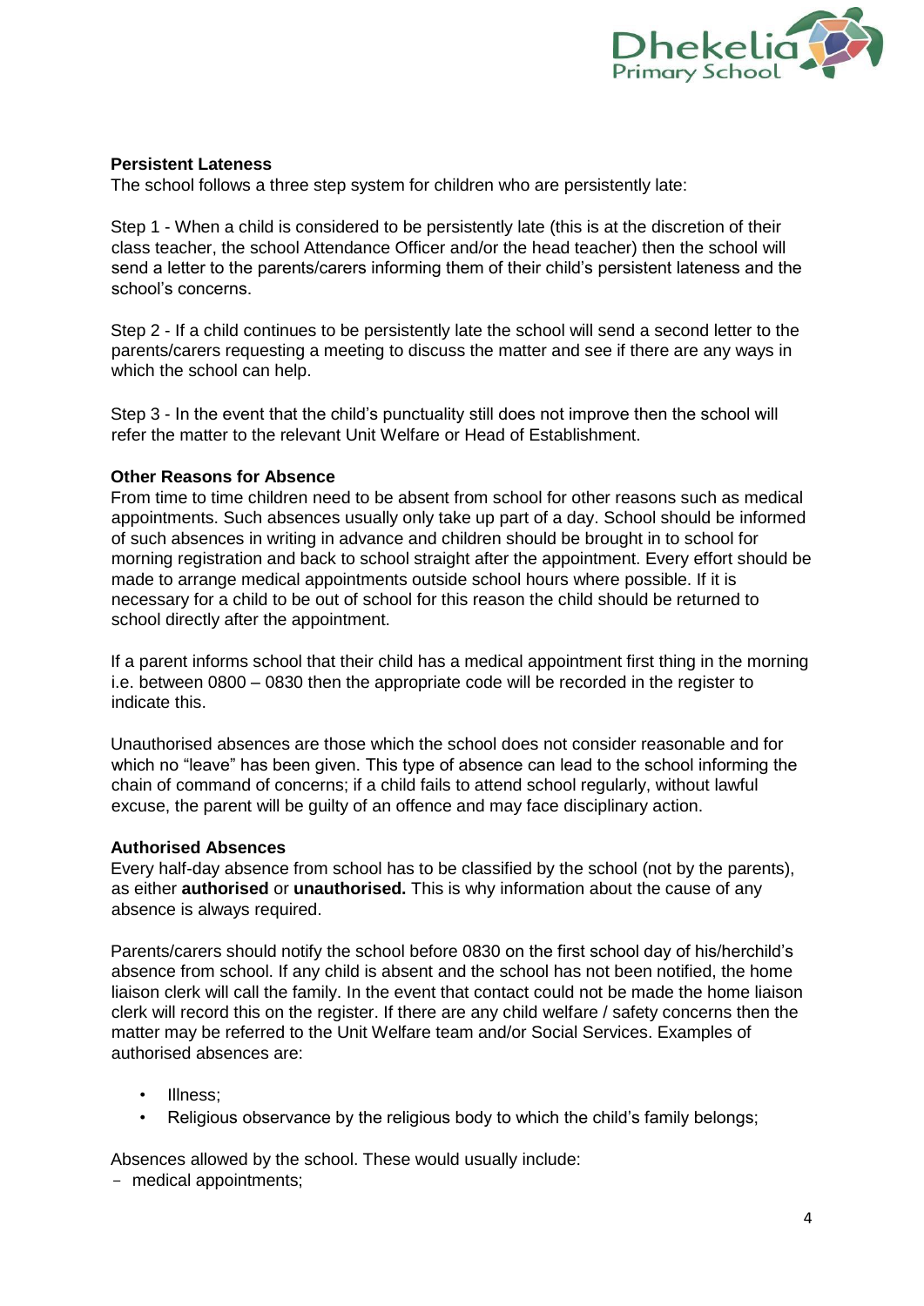**Persistent Lateness**

The school follows a three step system for children who are persistently late:

Step 1 - When a child is considered to be persistently late (this is at the discretion of their class teacher, the school Attendance Officer and/or the head teacher) then the school will send a letter to the parents/carers informing them of their child's persistent lateness and the school's concerns.

Step 2 - If a child continues to be persistently late the school will send a second letter to the parents/carers requesting a meeting to discuss the matter and see if there are any ways in which the school can help.

Step 3 - In the event that the child's punctuality still does not improve then the school will refer the matter to the relevant Unit Welfare or Head of Establishment.

**Other Reasons for Absence**

From time to time children need to be absent from school for other reasons such as medical appointments. Such absences usually only take up part of a day. School should be informed of such absences in writing in advance and children should be brought in to school for morning registration and back to school straight after the appointment. Every effort should be made to arrange medical appointments outside school hours where possible. If it is necessary for a child to be out of school for this reason the child should be returned to school directly after the appointment.

If a parent informs school that their child has a medical appointment first thing in the morning i.e. between 0800 – 0830 then the appropriate code will be recorded in the register to indicate this.

Unauthorised absences are those which the school does not consider reasonable and for which no "leave" has been given. This type of absence can lead to the school informing the chain of command of concerns; if a child fails to attend school regularly, without lawful excuse, the parent will be guilty of an offence and may face disciplinary action.

**Authorised Absences**

Every half-day absence from school has to be classified by the school (not by the parents), as either **authorised** or **unauthorised.** This is why information about the cause of any absence is always required.

Parents/carers should notify the school before 0830 on the first school day of his/herchild's absence from school. If any child is absent and the school has not been notified, the home liaison clerk will call the family. In the event that contact could not be made the home liaison clerk will record this on the register. If there are any child welfare / safety concerns then the matter may be referred to the Unit Welfare team and/or Social Services. Examples of authorised absences are:

- Illness;
- Religious observance by the religious body to which the child's family belongs;

Absences allowed by the school. These would usually include:

- medical appointments;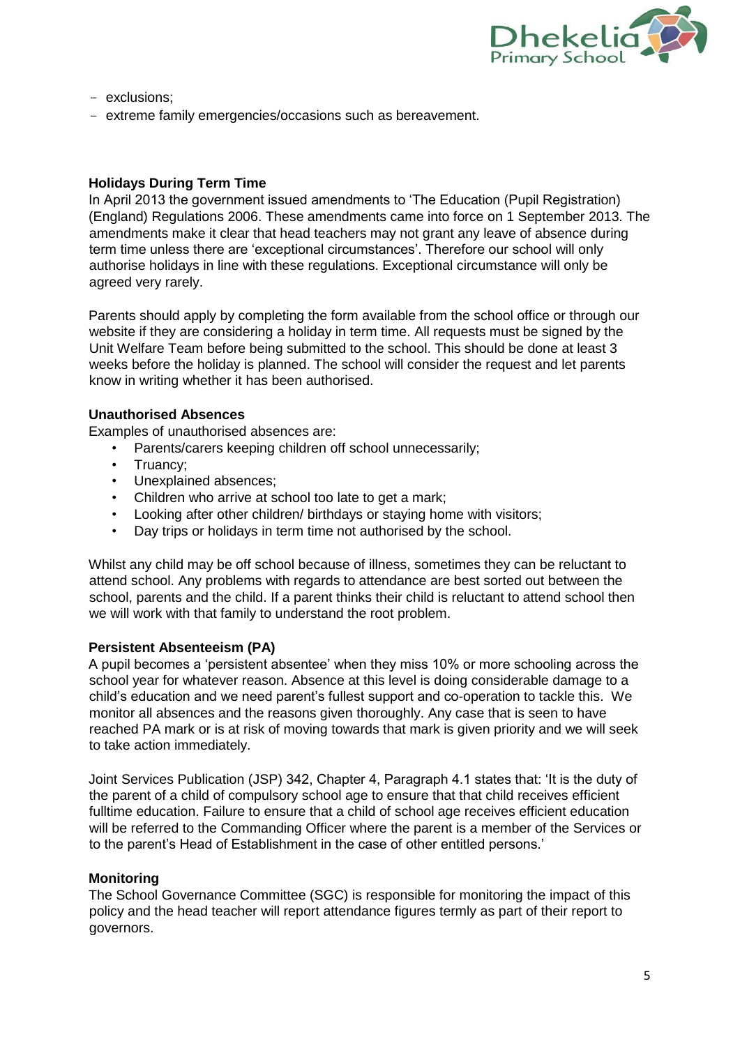- exclusions;
- extreme family emergencies/occasions such as bereavement.

**Holidays During Term Time**

In April 2013 the government issued amendments to 'The Education (Pupil Registration) (England) Regulations 2006. These amendments came into force on 1 September 2013. The amendments make it clear that head teachers may not grant any leave of absence during term time unless there are 'exceptional circumstances'. Therefore our school will only authorise holidays in line with these regulations. Exceptional circumstance will only be agreed very rarely.

Parents should apply by completing the form available from the school office or through our website if they are considering a holiday in term time. All requests must be signed by the Unit Welfare Team before being submitted to the school. This should be done at least 3 weeks before the holiday is planned. The school will consider the request and let parents know in writing whether it has been authorised.

**Unauthorised Absences**

Examples of unauthorised absences are:

- Parents/carers keeping children off school unnecessarily;
- Truancy;
- Unexplained absences;
- Children who arrive at school too late to get a mark;
- Looking after other children/ birthdays or staying home with visitors;
- Day trips or holidays in term time not authorised by the school.

Whilst any child may be off school because of illness, sometimes they can be reluctant to attend school. Any problems with regards to attendance are best sorted out between the school, parents and the child. If a parent thinks their child is reluctant to attend school then we will work with that family to understand the root problem.

**Persistent Absenteeism (PA)**

A pupil becomes a 'persistent absentee' when they miss 10% or more schooling across the school year for whatever reason. Absence at this level is doing considerable damage to a child's education and we need parent's fullest support and co-operation to tackle this. We monitor all absences and the reasons given thoroughly. Any case that is seen to have reached PA mark or is at risk of moving towards that mark is given priority and we will seek to take action immediately.

Joint Services Publication (JSP) 342, Chapter 4, Paragraph 4.1 states that: 'It is the duty of the parent of a child of compulsory school age to ensure that that child receives efficient fulltime education. Failure to ensure that a child of school age receives efficient education will be referred to the Commanding Officer where the parent is a member of the Services or to the parent's Head of Establishment in the case of other entitled persons.'

**Monitoring**

The School Governance Committee (SGC) is responsible for monitoring the impact of this policy and the head teacher will report attendance figures termly as part of their report to governors.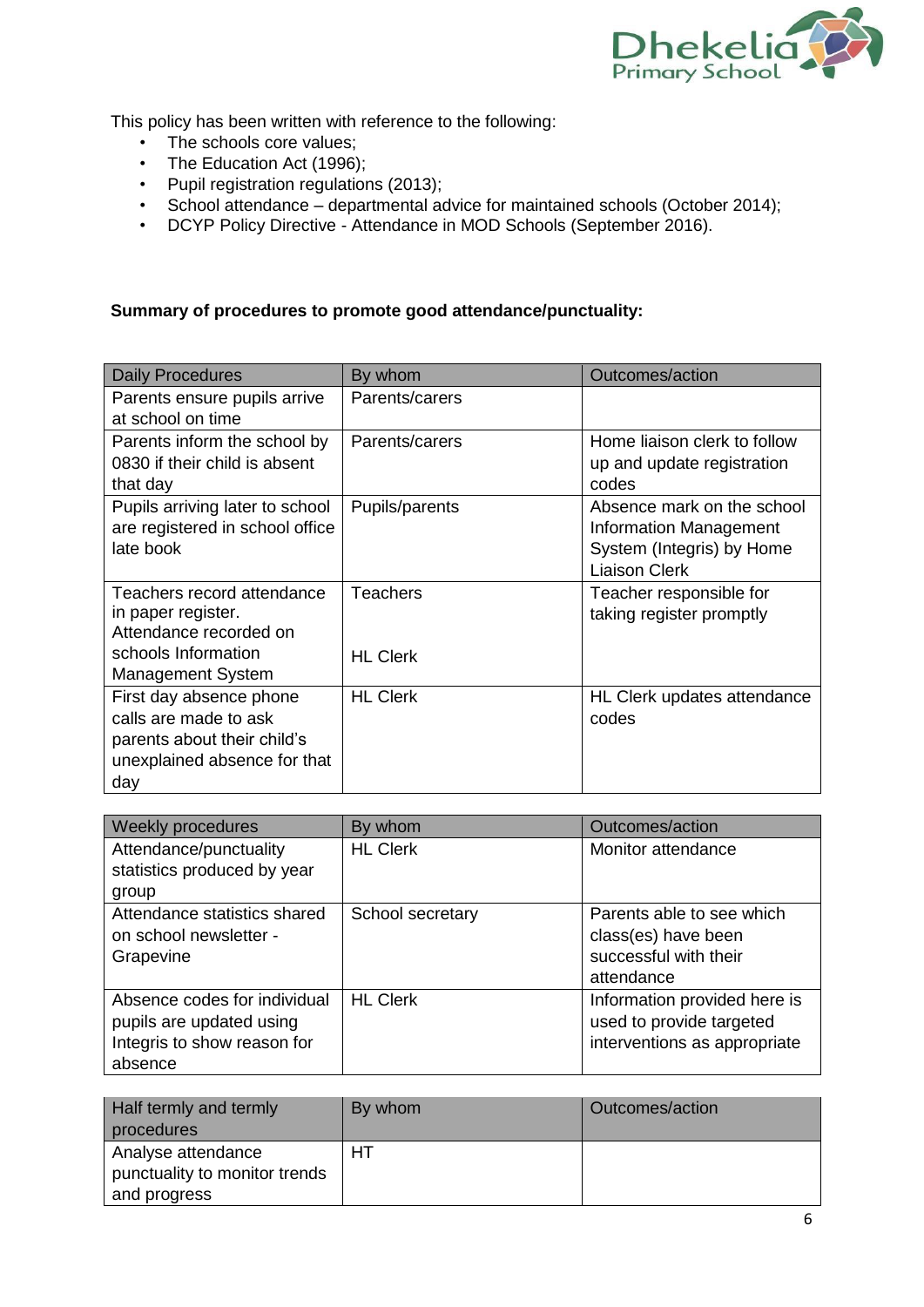This policy has been written with reference to the following:

- The schools core values;
- The Education Act (1996);
- Pupil registration regulations (2013);
- School attendance – departmental advice for maintained schools (October 2014);
- DCYP Policy Directive - Attendance in MOD Schools (September 2016).

**Summary of procedures to promote good attendance/punctuality:**

| Daily Procedures | By whom | Outcomes/action |
|---|---|---|
| Parents ensure pupils arrive at school on time | Parents/carers | |
| Parents inform the school by 0830 if their child is absent that day | Parents/carers | Home liaison clerk to follow up and update registration codes |
| Pupils arriving later to school are registered in school office late book | Pupils/parents | Absence mark on the school Information Management System (Integris) by Home Liaison Clerk |
| Teachers record attendance in paper register. Attendance recorded on schools Information Management System | Teachers<br><br>HL Clerk | Teacher responsible for taking register promptly |
| First day absence phone calls are made to ask parents about their child's unexplained absence for that day | HL Clerk | HL Clerk updates attendance codes |

| Weekly procedures | By whom | Outcomes/action |
|---|---|---|
| Attendance/punctuality statistics produced by year group | HL Clerk | Monitor attendance |
| Attendance statistics shared on school newsletter - Grapevine | School secretary | Parents able to see which class(es) have been successful with their attendance |
| Absence codes for individual pupils are updated using Integris to show reason for absence | HL Clerk | Information provided here is used to provide targeted interventions as appropriate |

| Half termly and termly procedures | By whom | Outcomes/action |
|---|---|---|
| Analyse attendance punctuality to monitor trends and progress | HT | |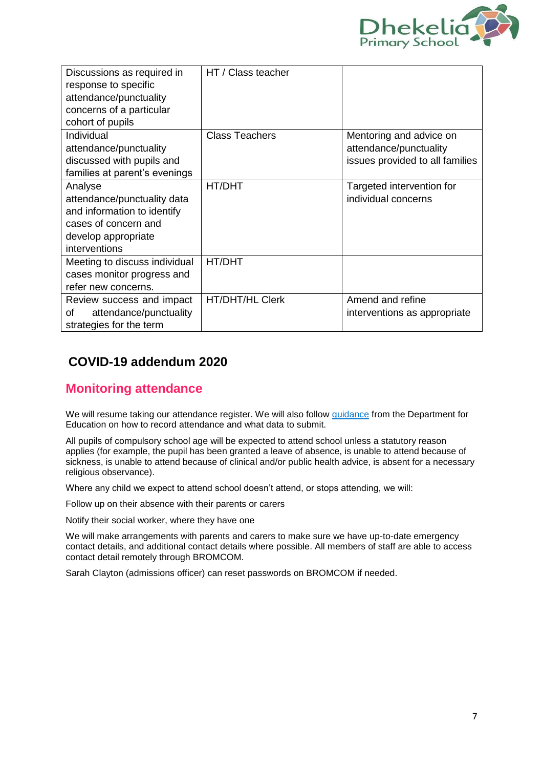| | | |
|---|---|---|
| Discussions as required in response to specific attendance/punctuality concerns of a particular cohort of pupils | HT / Class teacher | |
| Individual attendance/punctuality discussed with pupils and families at parent's evenings | Class Teachers | Mentoring and advice on attendance/punctuality issues provided to all families |
| Analyse attendance/punctuality data and information to identify cases of concern and develop appropriate interventions | HT/DHT | Targeted intervention for individual concerns |
| Meeting to discuss individual cases monitor progress and refer new concerns. | HT/DHT | |
| Review success and impact of attendance/punctuality strategies for the term | HT/DHT/HL Clerk | Amend and refine interventions as appropriate |

## COVID-19 addendum 2020

### Monitoring attendance

We will resume taking our attendance register. We will also follow guidance from the Department for Education on how to record attendance and what data to submit.

All pupils of compulsory school age will be expected to attend school unless a statutory reason applies (for example, the pupil has been granted a leave of absence, is unable to attend because of sickness, is unable to attend because of clinical and/or public health advice, is absent for a necessary religious observance).

Where any child we expect to attend school doesn't attend, or stops attending, we will:

Follow up on their absence with their parents or carers

Notify their social worker, where they have one

We will make arrangements with parents and carers to make sure we have up-to-date emergency contact details, and additional contact details where possible. All members of staff are able to access contact detail remotely through BROMCOM.

Sarah Clayton (admissions officer) can reset passwords on BROMCOM if needed.